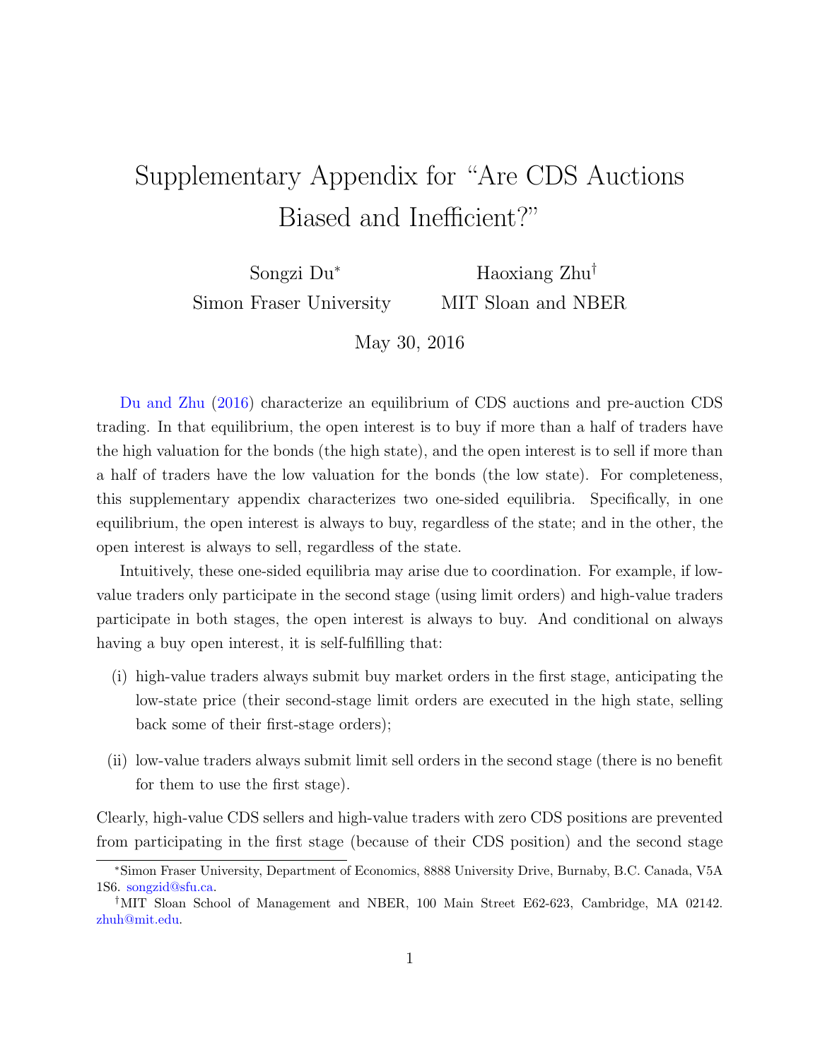# Supplementary Appendix for "Are CDS Auctions Biased and Inefficient?"

Songzi Du[*] — Simon Fraser University

Haoxiang Zhu[†] — MIT Sloan and NBER

May 30, 2016

Du and Zhu (2016) characterize an equilibrium of CDS auctions and pre-auction CDS trading. In that equilibrium, the open interest is to buy if more than a half of traders have the high valuation for the bonds (the high state), and the open interest is to sell if more than a half of traders have the low valuation for the bonds (the low state). For completeness, this supplementary appendix characterizes two one-sided equilibria. Specifically, in one equilibrium, the open interest is always to buy, regardless of the state; and in the other, the open interest is always to sell, regardless of the state.

Intuitively, these one-sided equilibria may arise due to coordination. For example, if low-value traders only participate in the second stage (using limit orders) and high-value traders participate in both stages, the open interest is always to buy. And conditional on always having a buy open interest, it is self-fulfilling that:

(i) high-value traders always submit buy market orders in the first stage, anticipating the low-state price (their second-stage limit orders are executed in the high state, selling back some of their first-stage orders);

(ii) low-value traders always submit limit sell orders in the second stage (there is no benefit for them to use the first stage).

Clearly, high-value CDS sellers and high-value traders with zero CDS positions are prevented from participating in the first stage (because of their CDS position) and the second stage

[*] Simon Fraser University, Department of Economics, 8888 University Drive, Burnaby, B.C. Canada, V5A 1S6. songzid@sfu.ca.

[†] MIT Sloan School of Management and NBER, 100 Main Street E62-623, Cambridge, MA 02142. zhuh@mit.edu.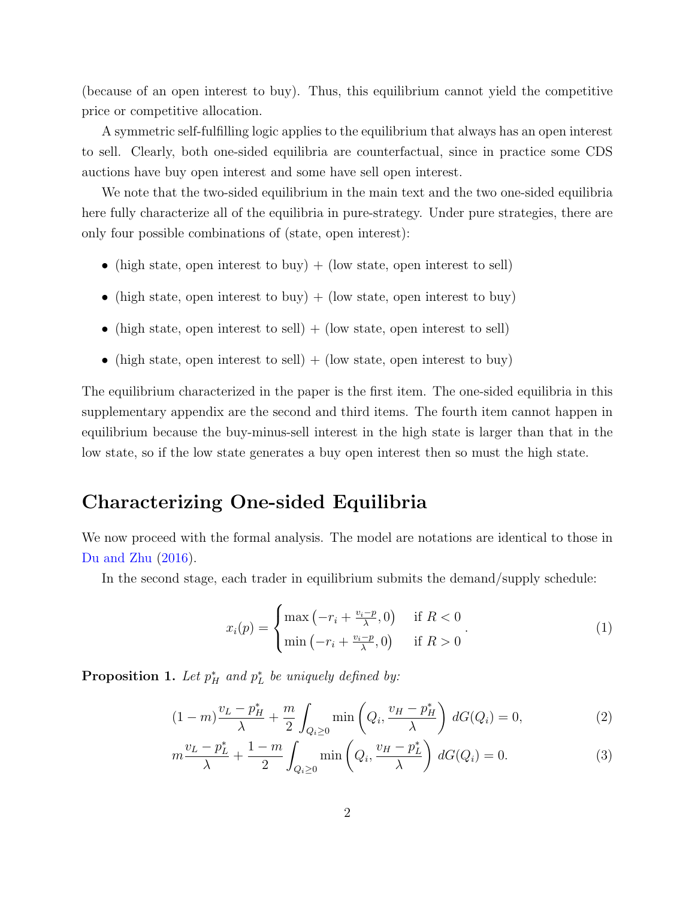(because of an open interest to buy). Thus, this equilibrium cannot yield the competitive price or competitive allocation.

A symmetric self-fulfilling logic applies to the equilibrium that always has an open interest to sell. Clearly, both one-sided equilibria are counterfactual, since in practice some CDS auctions have buy open interest and some have sell open interest.

We note that the two-sided equilibrium in the main text and the two one-sided equilibria here fully characterize all of the equilibria in pure-strategy. Under pure strategies, there are only four possible combinations of (state, open interest):

- (high state, open interest to buy) + (low state, open interest to sell)
- (high state, open interest to buy) + (low state, open interest to buy)
- (high state, open interest to sell) + (low state, open interest to sell)
- (high state, open interest to sell) + (low state, open interest to buy)

The equilibrium characterized in the paper is the first item. The one-sided equilibria in this supplementary appendix are the second and third items. The fourth item cannot happen in equilibrium because the buy-minus-sell interest in the high state is larger than that in the low state, so if the low state generates a buy open interest then so must the high state.

# Characterizing One-sided Equilibria

We now proceed with the formal analysis. The model are notations are identical to those in Du and Zhu (2016).

In the second stage, each trader in equilibrium submits the demand/supply schedule:

$$x_i(p) = \begin{cases} \max\left(-r_i + \frac{v_i - p}{\lambda}, 0\right) & \text{if } R < 0 \\ \min\left(-r_i + \frac{v_i - p}{\lambda}, 0\right) & \text{if } R > 0 \end{cases}. \tag{1}$$

**Proposition 1.** *Let $p_H^*$ and $p_L^*$ be uniquely defined by:*

$$(1-m)\frac{v_L - p_H^*}{\lambda} + \frac{m}{2}\int_{Q_i \geq 0} \min\left(Q_i, \frac{v_H - p_H^*}{\lambda}\right) dG(Q_i) = 0, \tag{2}$$

$$m\frac{v_L - p_L^*}{\lambda} + \frac{1-m}{2}\int_{Q_i \geq 0} \min\left(Q_i, \frac{v_H - p_L^*}{\lambda}\right) dG(Q_i) = 0. \tag{3}$$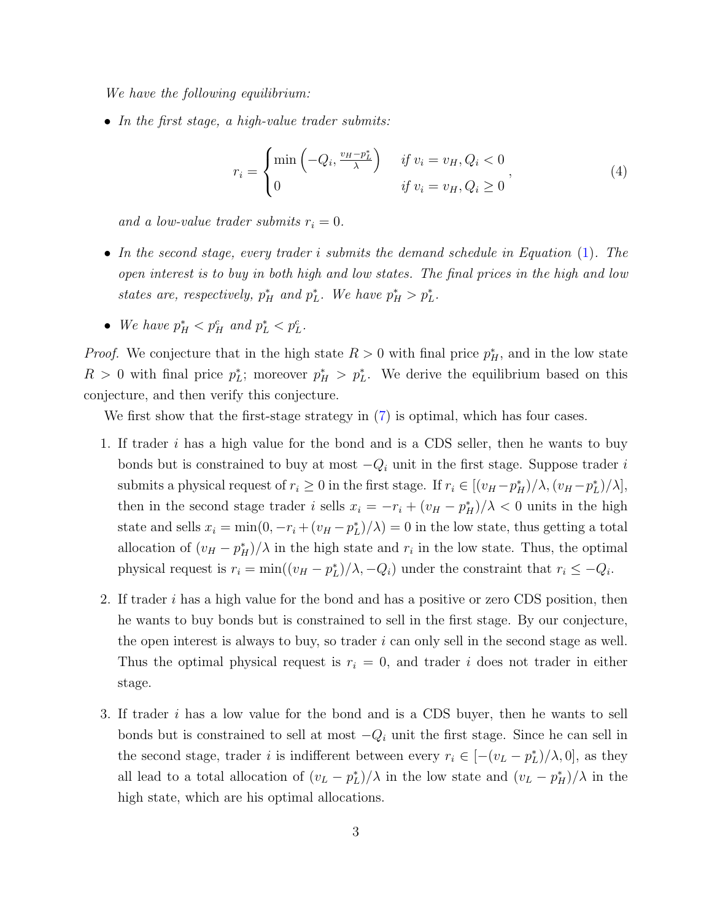*We have the following equilibrium:*

- *In the first stage, a high-value trader submits:*

$$r_i = \begin{cases} \min\left(-Q_i, \frac{v_H - p_L^*}{\lambda}\right) & \text{if } v_i = v_H, Q_i < 0 \\ 0 & \text{if } v_i = v_H, Q_i \geq 0 \end{cases}, \tag{4}$$

  *and a low-value trader submits $r_i = 0$.*

- *In the second stage, every trader $i$ submits the demand schedule in Equation (1). The open interest is to buy in both high and low states. The final prices in the high and low states are, respectively, $p_H^*$ and $p_L^*$. We have $p_H^* > p_L^*$.*

- *We have $p_H^* < p_H^c$ and $p_L^* < p_L^c$.*

*Proof.* We conjecture that in the high state $R > 0$ with final price $p_H^*$, and in the low state $R > 0$ with final price $p_L^*$; moreover $p_H^* > p_L^*$. We derive the equilibrium based on this conjecture, and then verify this conjecture.

We first show that the first-stage strategy in (7) is optimal, which has four cases.

1. If trader $i$ has a high value for the bond and is a CDS seller, then he wants to buy bonds but is constrained to buy at most $-Q_i$ unit in the first stage. Suppose trader $i$ submits a physical request of $r_i \geq 0$ in the first stage. If $r_i \in [(v_H - p_H^*)/\lambda, (v_H - p_L^*)/\lambda]$, then in the second stage trader $i$ sells $x_i = -r_i + (v_H - p_H^*)/\lambda < 0$ units in the high state and sells $x_i = \min(0, -r_i + (v_H - p_L^*)/\lambda) = 0$ in the low state, thus getting a total allocation of $(v_H - p_H^*)/\lambda$ in the high state and $r_i$ in the low state. Thus, the optimal physical request is $r_i = \min((v_H - p_L^*)/\lambda, -Q_i)$ under the constraint that $r_i \leq -Q_i$.

2. If trader $i$ has a high value for the bond and has a positive or zero CDS position, then he wants to buy bonds but is constrained to sell in the first stage. By our conjecture, the open interest is always to buy, so trader $i$ can only sell in the second stage as well. Thus the optimal physical request is $r_i = 0$, and trader $i$ does not trader in either stage.

3. If trader $i$ has a low value for the bond and is a CDS buyer, then he wants to sell bonds but is constrained to sell at most $-Q_i$ unit the first stage. Since he can sell in the second stage, trader $i$ is indifferent between every $r_i \in [-(v_L - p_L^*)/\lambda, 0]$, as they all lead to a total allocation of $(v_L - p_L^*)/\lambda$ in the low state and $(v_L - p_H^*)/\lambda$ in the high state, which are his optimal allocations.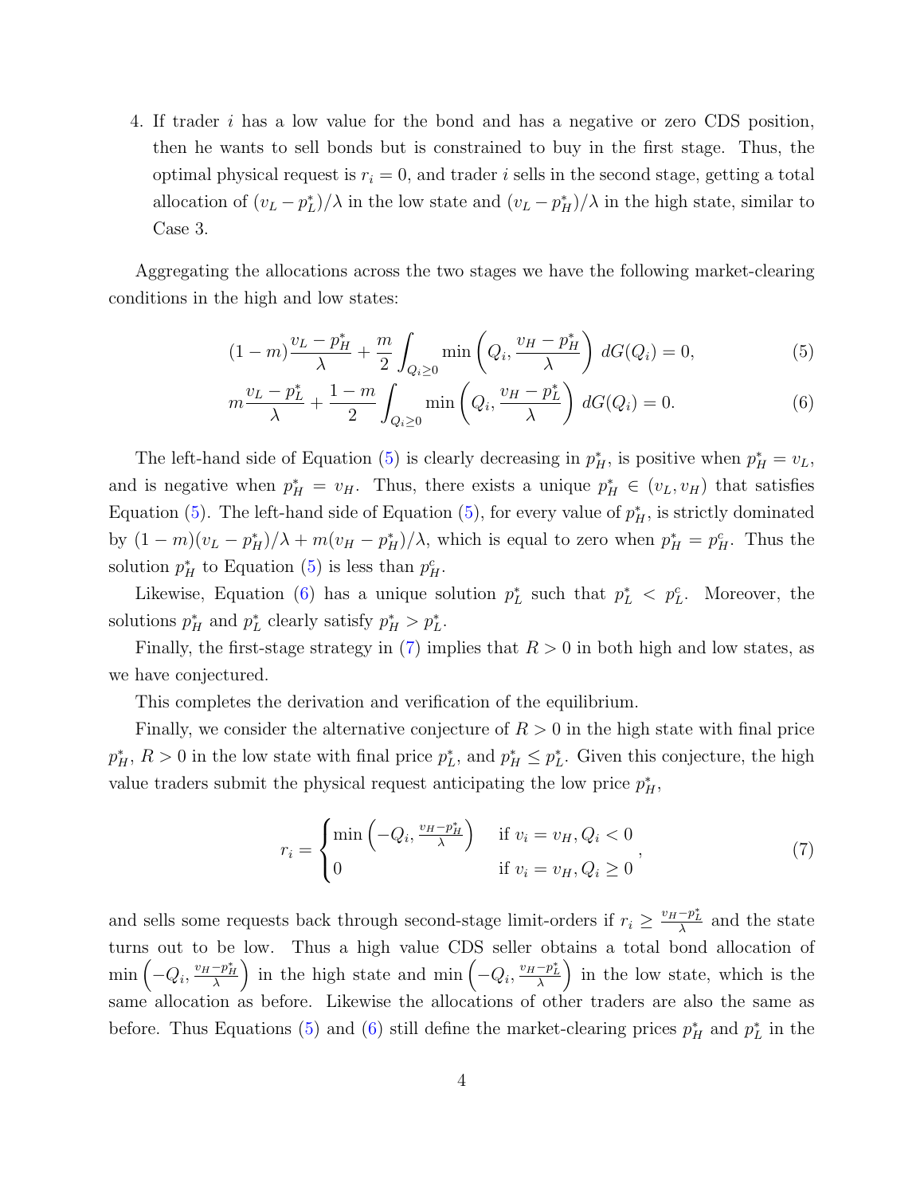4. If trader $i$ has a low value for the bond and has a negative or zero CDS position, then he wants to sell bonds but is constrained to buy in the first stage. Thus, the optimal physical request is $r_i = 0$, and trader $i$ sells in the second stage, getting a total allocation of $(v_L - p_L^*)/\lambda$ in the low state and $(v_L - p_H^*)/\lambda$ in the high state, similar to Case 3.

Aggregating the allocations across the two stages we have the following market-clearing conditions in the high and low states:

$$(1-m)\frac{v_L - p_H^*}{\lambda} + \frac{m}{2}\int_{Q_i \geq 0} \min\left(Q_i, \frac{v_H - p_H^*}{\lambda}\right) dG(Q_i) = 0, \tag{5}$$

$$m\frac{v_L - p_L^*}{\lambda} + \frac{1-m}{2}\int_{Q_i \geq 0} \min\left(Q_i, \frac{v_H - p_L^*}{\lambda}\right) dG(Q_i) = 0. \tag{6}$$

The left-hand side of Equation (5) is clearly decreasing in $p_H^*$, is positive when $p_H^* = v_L$, and is negative when $p_H^* = v_H$. Thus, there exists a unique $p_H^* \in (v_L, v_H)$ that satisfies Equation (5). The left-hand side of Equation (5), for every value of $p_H^*$, is strictly dominated by $(1-m)(v_L - p_H^*)/\lambda + m(v_H - p_H^*)/\lambda$, which is equal to zero when $p_H^* = p_H^c$. Thus the solution $p_H^*$ to Equation (5) is less than $p_H^c$.

Likewise, Equation (6) has a unique solution $p_L^*$ such that $p_L^* < p_L^c$. Moreover, the solutions $p_H^*$ and $p_L^*$ clearly satisfy $p_H^* > p_L^*$.

Finally, the first-stage strategy in (7) implies that $R > 0$ in both high and low states, as we have conjectured.

This completes the derivation and verification of the equilibrium.

Finally, we consider the alternative conjecture of $R > 0$ in the high state with final price $p_H^*$, $R > 0$ in the low state with final price $p_L^*$, and $p_H^* \leq p_L^*$. Given this conjecture, the high value traders submit the physical request anticipating the low price $p_H^*$,

$$r_i = \begin{cases} \min\left(-Q_i, \frac{v_H - p_H^*}{\lambda}\right) & \text{if } v_i = v_H, Q_i < 0 \\ 0 & \text{if } v_i = v_H, Q_i \geq 0 \end{cases}, \tag{7}$$

and sells some requests back through second-stage limit-orders if $r_i \geq \frac{v_H - p_L^*}{\lambda}$ and the state turns out to be low. Thus a high value CDS seller obtains a total bond allocation of $\min\left(-Q_i, \frac{v_H - p_H^*}{\lambda}\right)$ in the high state and $\min\left(-Q_i, \frac{v_H - p_L^*}{\lambda}\right)$ in the low state, which is the same allocation as before. Likewise the allocations of other traders are also the same as before. Thus Equations (5) and (6) still define the market-clearing prices $p_H^*$ and $p_L^*$ in the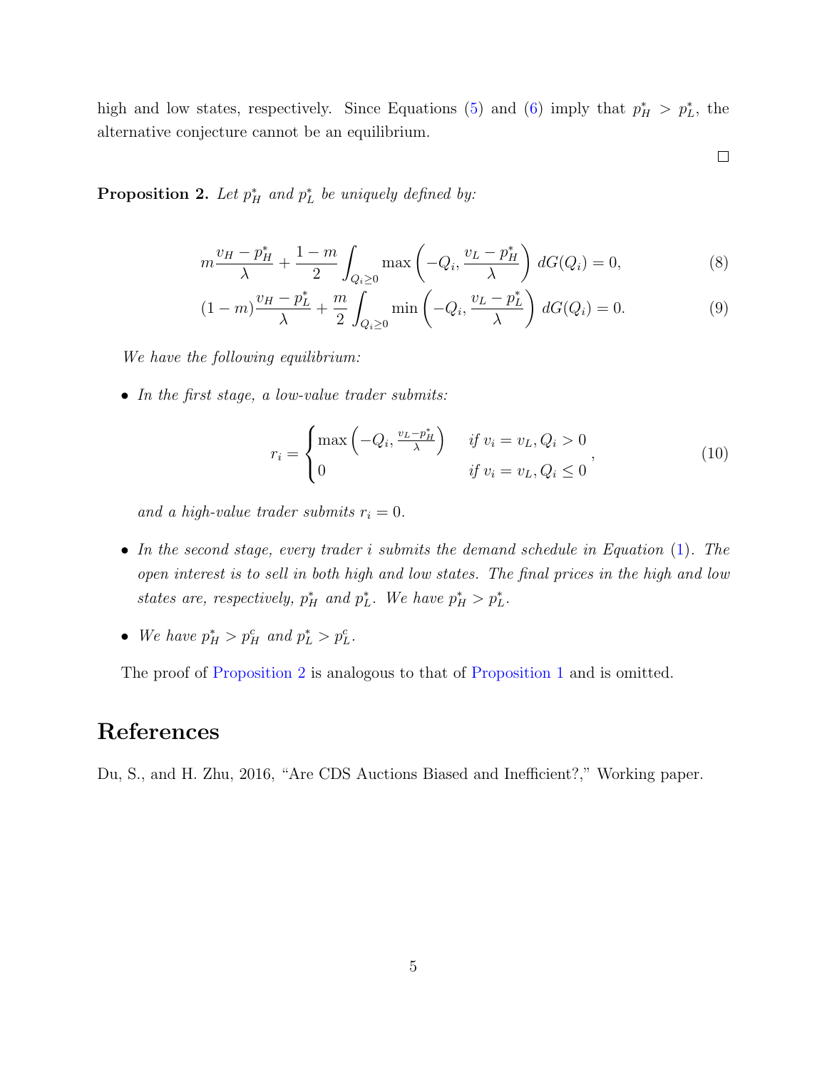high and low states, respectively. Since Equations (5) and (6) imply that $p_H^* > p_L^*$, the alternative conjecture cannot be an equilibrium.

□

**Proposition 2.** *Let $p_H^*$ and $p_L^*$ be uniquely defined by:*

$$m\frac{v_H - p_H^*}{\lambda} + \frac{1-m}{2}\int_{Q_i \geq 0} \max\left(-Q_i, \frac{v_L - p_H^*}{\lambda}\right) dG(Q_i) = 0, \tag{8}$$

$$(1-m)\frac{v_H - p_L^*}{\lambda} + \frac{m}{2}\int_{Q_i \geq 0} \min\left(-Q_i, \frac{v_L - p_L^*}{\lambda}\right) dG(Q_i) = 0. \tag{9}$$

*We have the following equilibrium:*

- *In the first stage, a low-value trader submits:*

$$r_i = \begin{cases} \max\left(-Q_i, \frac{v_L - p_H^*}{\lambda}\right) & \text{if } v_i = v_L, Q_i > 0 \\ 0 & \text{if } v_i = v_L, Q_i \leq 0 \end{cases}, \tag{10}$$

  *and a high-value trader submits $r_i = 0$.*

- *In the second stage, every trader $i$ submits the demand schedule in Equation (1). The open interest is to sell in both high and low states. The final prices in the high and low states are, respectively, $p_H^*$ and $p_L^*$. We have $p_H^* > p_L^*$.*

- *We have $p_H^* > p_H^c$ and $p_L^* > p_L^c$.*

The proof of Proposition 2 is analogous to that of Proposition 1 and is omitted.

# References

Du, S., and H. Zhu, 2016, "Are CDS Auctions Biased and Inefficient?," Working paper.